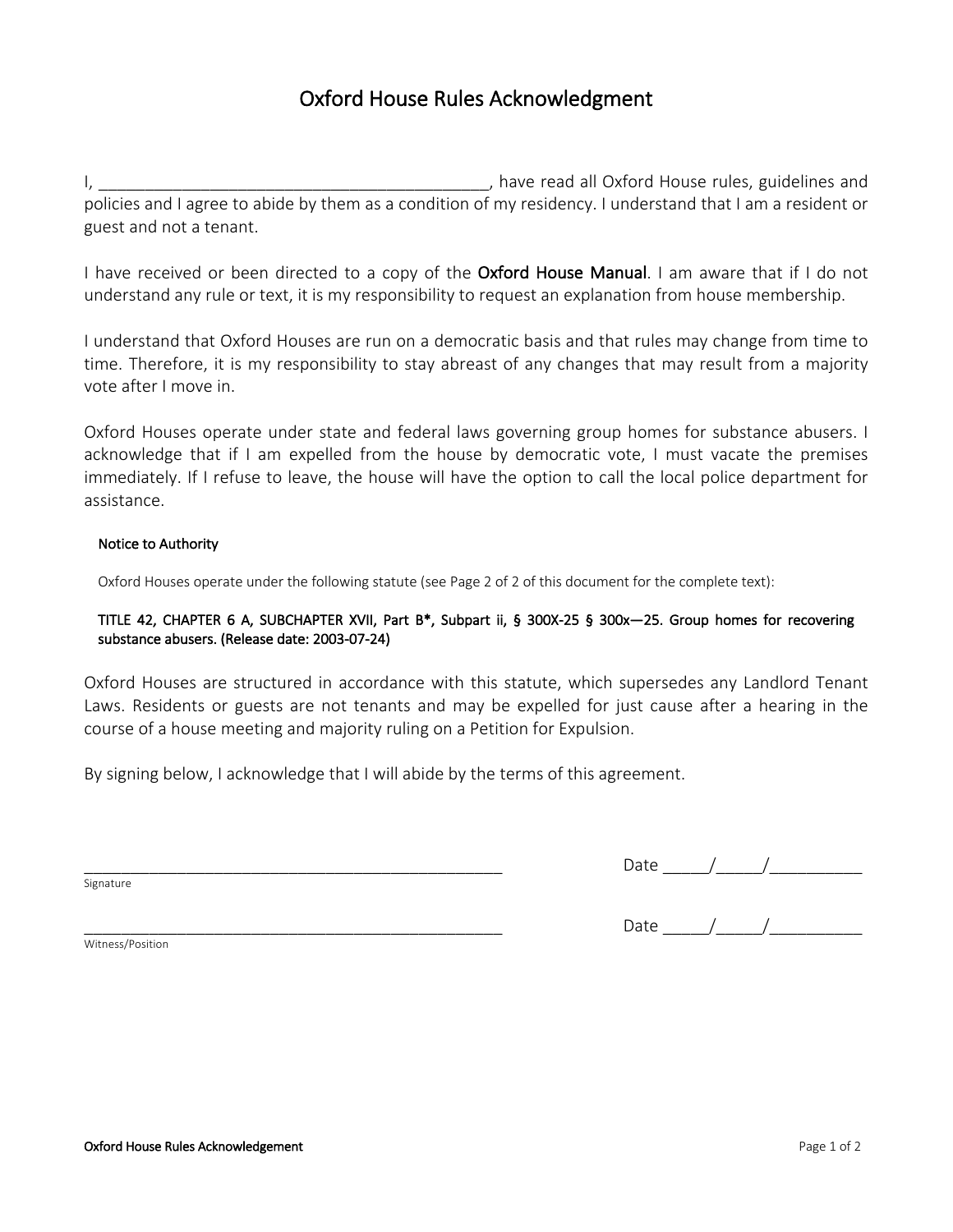# Oxford House Rules Acknowledgment

I, ___________________________________________, have read all Oxford House rules, guidelines and policies and I agree to abide by them as a condition of my residency. I understand that I am a resident or guest and not a tenant.

I have received or been directed to a copy of the **Oxford House Manual**. I am aware that if I do not understand any rule or text, it is my responsibility to request an explanation from house membership.

I understand that Oxford Houses are run on a democratic basis and that rules may change from time to time. Therefore, it is my responsibility to stay abreast of any changes that may result from a majority vote after I move in.

Oxford Houses operate under state and federal laws governing group homes for substance abusers. I acknowledge that if I am expelled from the house by democratic vote, I must vacate the premises immediately. If I refuse to leave, the house will have the option to call the local police department for assistance.

Notice to Authority

Oxford Houses operate under the following statute (see Page 2 of 2 of this document for the complete text):

TITLE 42, CHAPTER 6 A, SUBCHAPTER XVII, Part B*, Subpart ii, § 300X-25 § 300x—25. Group homes for recovering substance abusers. (Release date: 2003-07-24)

Oxford Houses are structured in accordance with this statute, which supersedes any Landlord Tenant Laws. Residents or guests are not tenants and may be expelled for just cause after a hearing in the course of a house meeting and majority ruling on a Petition for Expulsion.

By signing below, I acknowledge that I will abide by the terms of this agreement.

_________________________________________________ Date _____/_____/__________

Signature

_________________________________________________ Date _____/_____/__________

Witness/Position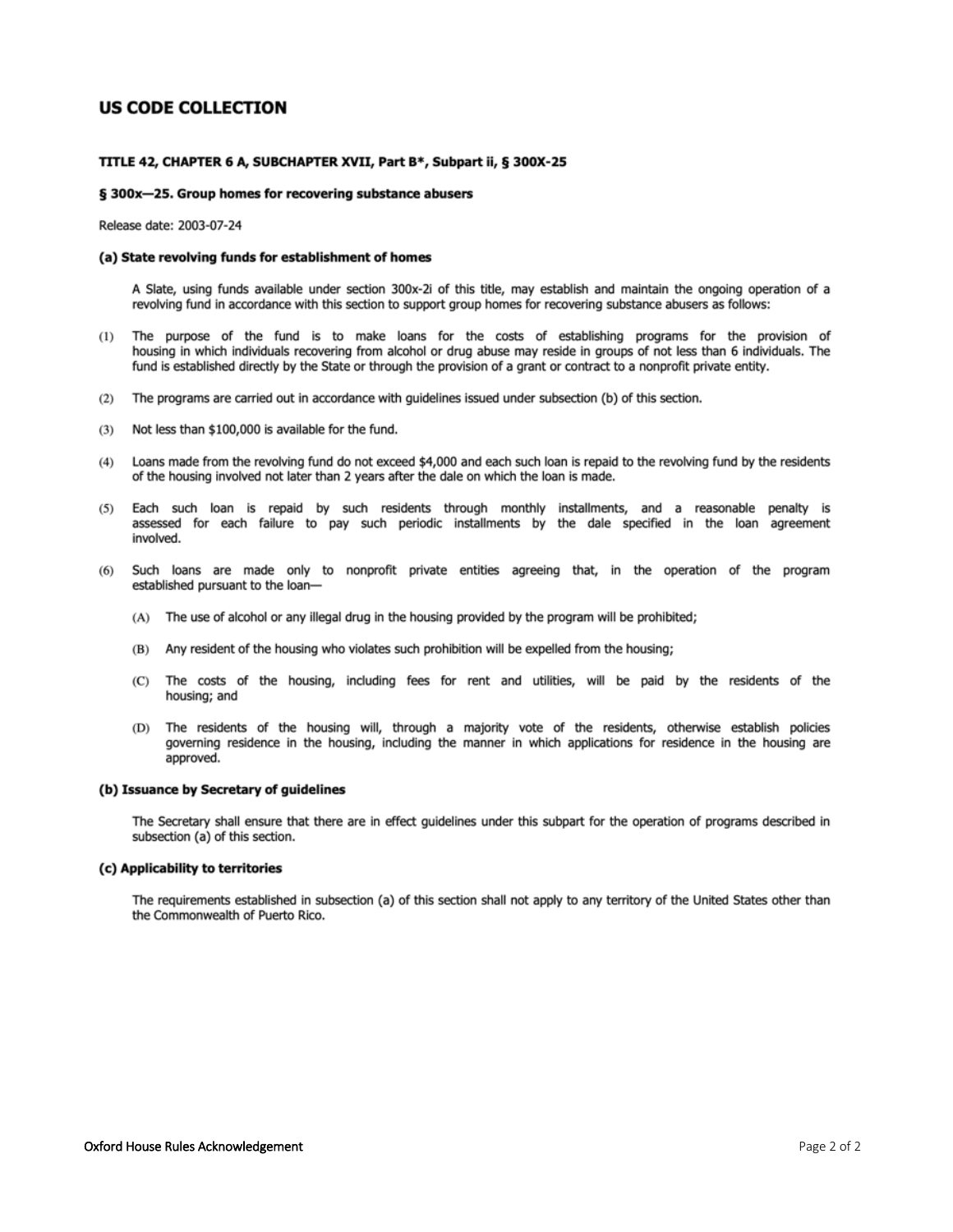## US CODE COLLECTION

**TITLE 42, CHAPTER 6 A, SUBCHAPTER XVII, Part B*, Subpart ii, § 300X-25**

**§ 300x—25. Group homes for recovering substance abusers**

Release date: 2003-07-24

**(a) State revolving funds for establishment of homes**

A Slate, using funds available under section 300x-2i of this title, may establish and maintain the ongoing operation of a revolving fund in accordance with this section to support group homes for recovering substance abusers as follows:

(1) The purpose of the fund is to make loans for the costs of establishing programs for the provision of housing in which individuals recovering from alcohol or drug abuse may reside in groups of not less than 6 individuals. The fund is established directly by the State or through the provision of a grant or contract to a nonprofit private entity.

(2) The programs are carried out in accordance with guidelines issued under subsection (b) of this section.

(3) Not less than $100,000 is available for the fund.

(4) Loans made from the revolving fund do not exceed $4,000 and each such loan is repaid to the revolving fund by the residents of the housing involved not later than 2 years after the dale on which the loan is made.

(5) Each such loan is repaid by such residents through monthly installments, and a reasonable penalty is assessed for each failure to pay such periodic installments by the dale specified in the loan agreement involved.

(6) Such loans are made only to nonprofit private entities agreeing that, in the operation of the program established pursuant to the loan—

  (A) The use of alcohol or any illegal drug in the housing provided by the program will be prohibited;

  (B) Any resident of the housing who violates such prohibition will be expelled from the housing;

  (C) The costs of the housing, including fees for rent and utilities, will be paid by the residents of the housing; and

  (D) The residents of the housing will, through a majority vote of the residents, otherwise establish policies governing residence in the housing, including the manner in which applications for residence in the housing are approved.

**(b) Issuance by Secretary of guidelines**

The Secretary shall ensure that there are in effect guidelines under this subpart for the operation of programs described in subsection (a) of this section.

**(c) Applicability to territories**

The requirements established in subsection (a) of this section shall not apply to any territory of the United States other than the Commonwealth of Puerto Rico.